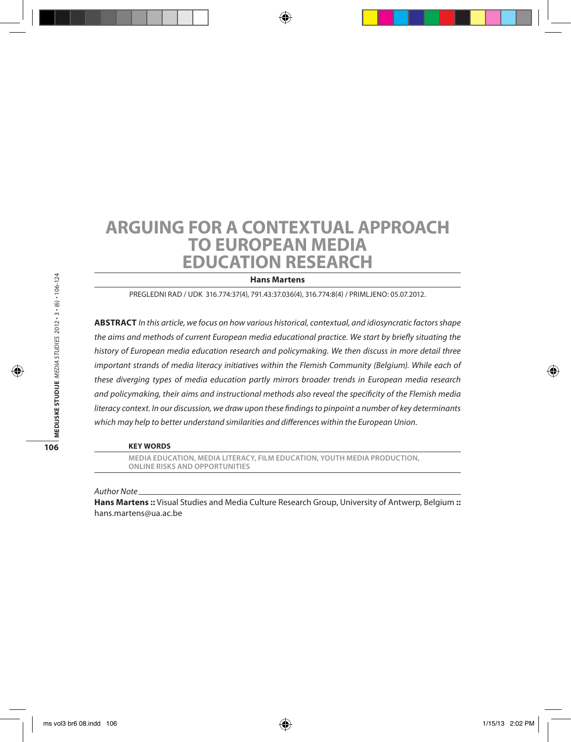# ARGUING FOR A CONTEXTUAL APPROACH TO EUROPEAN MEDIA EDUCATION RESEARCH

**Hans Martens**

PREGLEDNI RAD / UDK 316.774:37(4), 791.43:37.036(4), 316.774:8(4) / PRIMLJENO: 05.07.2012.

**ABSTRACT** *In this article, we focus on how various historical, contextual, and idiosyncratic factors shape the aims and methods of current European media educational practice. We start by briefly situating the history of European media education research and policymaking. We then discuss in more detail three important strands of media literacy initiatives within the Flemish Community (Belgium). While each of these diverging types of media education partly mirrors broader trends in European media research and policymaking, their aims and instructional methods also reveal the specificity of the Flemish media literacy context. In our discussion, we draw upon these findings to pinpoint a number of key determinants which may help to better understand similarities and differences within the European Union.*

**KEY WORDS**

MEDIA EDUCATION, MEDIA LITERACY, FILM EDUCATION, YOUTH MEDIA PRODUCTION, ONLINE RISKS AND OPPORTUNITIES

*Author Note*

**Hans Martens ::** Visual Studies and Media Culture Research Group, University of Antwerp, Belgium **::** hans.martens@ua.ac.be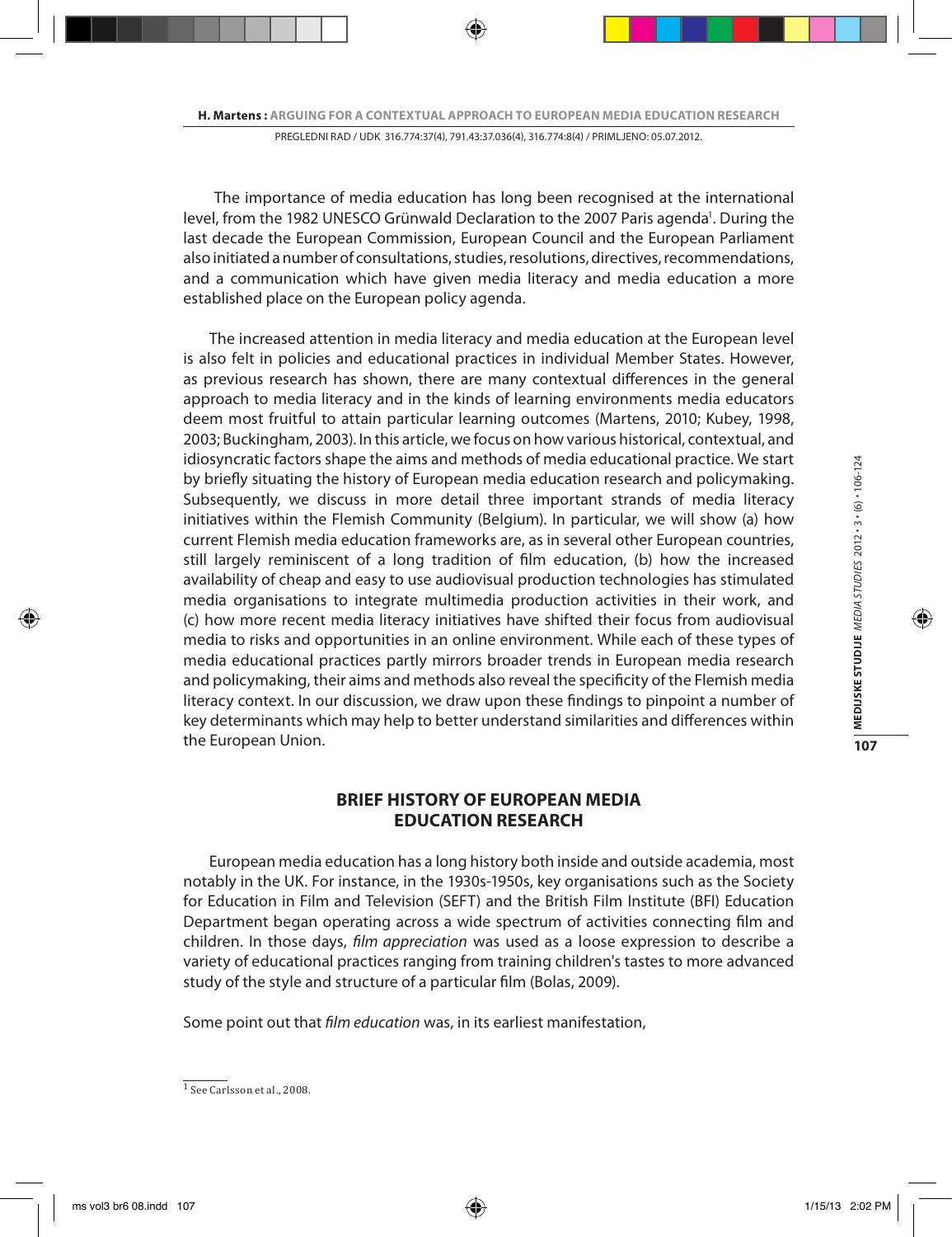The importance of media education has long been recognised at the international level, from the 1982 UNESCO Grünwald Declaration to the 2007 Paris agenda[1]. During the last decade the European Commission, European Council and the European Parliament also initiated a number of consultations, studies, resolutions, directives, recommendations, and a communication which have given media literacy and media education a more established place on the European policy agenda.

The increased attention in media literacy and media education at the European level is also felt in policies and educational practices in individual Member States. However, as previous research has shown, there are many contextual differences in the general approach to media literacy and in the kinds of learning environments media educators deem most fruitful to attain particular learning outcomes (Martens, 2010; Kubey, 1998, 2003; Buckingham, 2003). In this article, we focus on how various historical, contextual, and idiosyncratic factors shape the aims and methods of media educational practice. We start by briefly situating the history of European media education research and policymaking. Subsequently, we discuss in more detail three important strands of media literacy initiatives within the Flemish Community (Belgium). In particular, we will show (a) how current Flemish media education frameworks are, as in several other European countries, still largely reminiscent of a long tradition of film education, (b) how the increased availability of cheap and easy to use audiovisual production technologies has stimulated media organisations to integrate multimedia production activities in their work, and (c) how more recent media literacy initiatives have shifted their focus from audiovisual media to risks and opportunities in an online environment. While each of these types of media educational practices partly mirrors broader trends in European media research and policymaking, their aims and methods also reveal the specificity of the Flemish media literacy context. In our discussion, we draw upon these findings to pinpoint a number of key determinants which may help to better understand similarities and differences within the European Union.

## BRIEF HISTORY OF EUROPEAN MEDIA EDUCATION RESEARCH

European media education has a long history both inside and outside academia, most notably in the UK. For instance, in the 1930s-1950s, key organisations such as the Society for Education in Film and Television (SEFT) and the British Film Institute (BFI) Education Department began operating across a wide spectrum of activities connecting film and children. In those days, *film appreciation* was used as a loose expression to describe a variety of educational practices ranging from training children's tastes to more advanced study of the style and structure of a particular film (Bolas, 2009).

Some point out that *film education* was, in its earliest manifestation,

[1] See Carlsson et al., 2008.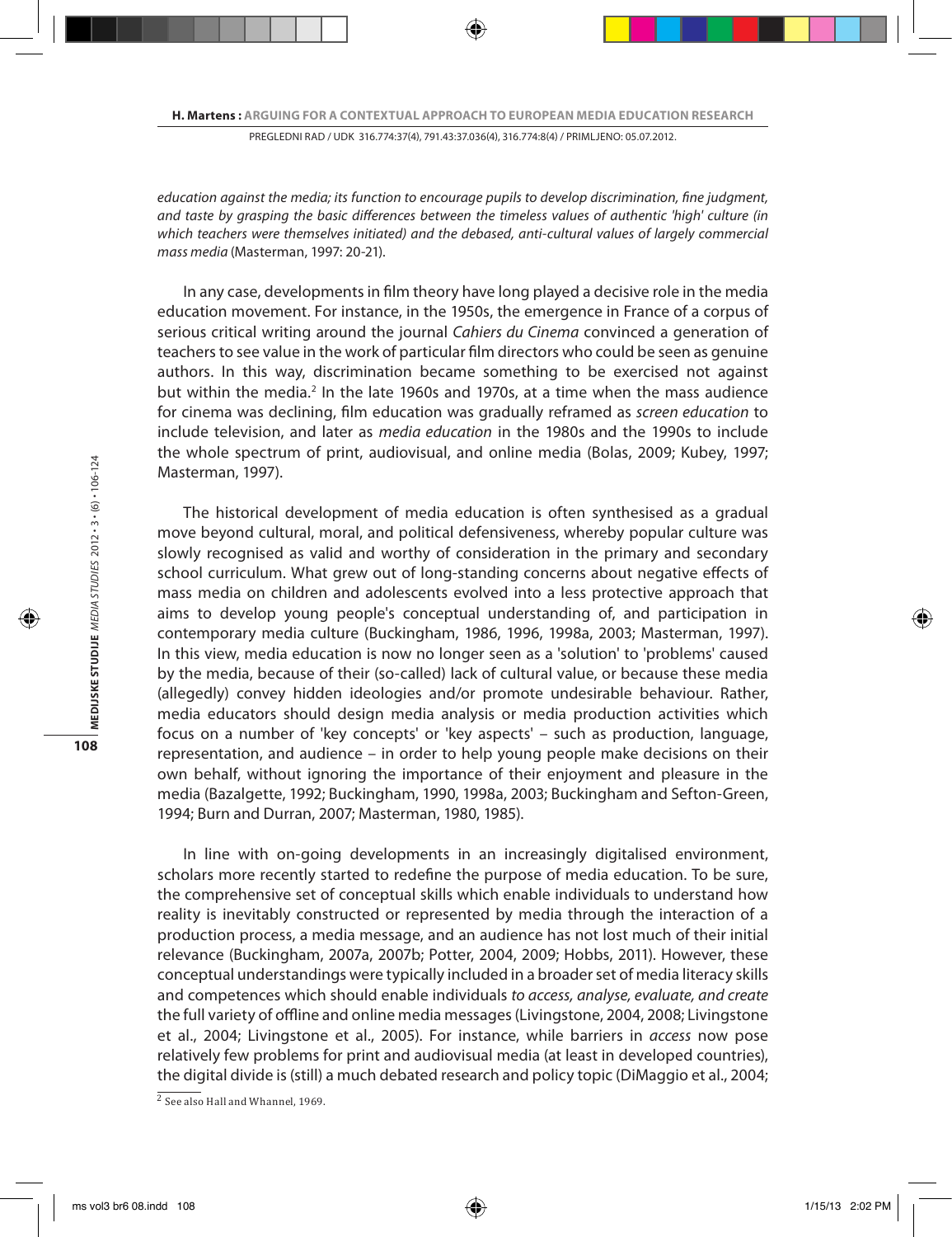*education against the media; its function to encourage pupils to develop discrimination, fine judgment, and taste by grasping the basic differences between the timeless values of authentic 'high' culture (in which teachers were themselves initiated) and the debased, anti-cultural values of largely commercial mass media* (Masterman, 1997: 20-21).

In any case, developments in film theory have long played a decisive role in the media education movement. For instance, in the 1950s, the emergence in France of a corpus of serious critical writing around the journal *Cahiers du Cinema* convinced a generation of teachers to see value in the work of particular film directors who could be seen as genuine authors. In this way, discrimination became something to be exercised not against but within the media.[2] In the late 1960s and 1970s, at a time when the mass audience for cinema was declining, film education was gradually reframed as *screen education* to include television, and later as *media education* in the 1980s and the 1990s to include the whole spectrum of print, audiovisual, and online media (Bolas, 2009; Kubey, 1997; Masterman, 1997).

The historical development of media education is often synthesised as a gradual move beyond cultural, moral, and political defensiveness, whereby popular culture was slowly recognised as valid and worthy of consideration in the primary and secondary school curriculum. What grew out of long-standing concerns about negative effects of mass media on children and adolescents evolved into a less protective approach that aims to develop young people's conceptual understanding of, and participation in contemporary media culture (Buckingham, 1986, 1996, 1998a, 2003; Masterman, 1997). In this view, media education is now no longer seen as a 'solution' to 'problems' caused by the media, because of their (so-called) lack of cultural value, or because these media (allegedly) convey hidden ideologies and/or promote undesirable behaviour. Rather, media educators should design media analysis or media production activities which focus on a number of 'key concepts' or 'key aspects' – such as production, language, representation, and audience – in order to help young people make decisions on their own behalf, without ignoring the importance of their enjoyment and pleasure in the media (Bazalgette, 1992; Buckingham, 1990, 1998a, 2003; Buckingham and Sefton-Green, 1994; Burn and Durran, 2007; Masterman, 1980, 1985).

In line with on-going developments in an increasingly digitalised environment, scholars more recently started to redefine the purpose of media education. To be sure, the comprehensive set of conceptual skills which enable individuals to understand how reality is inevitably constructed or represented by media through the interaction of a production process, a media message, and an audience has not lost much of their initial relevance (Buckingham, 2007a, 2007b; Potter, 2004, 2009; Hobbs, 2011). However, these conceptual understandings were typically included in a broader set of media literacy skills and competences which should enable individuals *to access, analyse, evaluate, and create* the full variety of offline and online media messages (Livingstone, 2004, 2008; Livingstone et al., 2004; Livingstone et al., 2005). For instance, while barriers in *access* now pose relatively few problems for print and audiovisual media (at least in developed countries), the digital divide is (still) a much debated research and policy topic (DiMaggio et al., 2004;

[2] See also Hall and Whannel, 1969.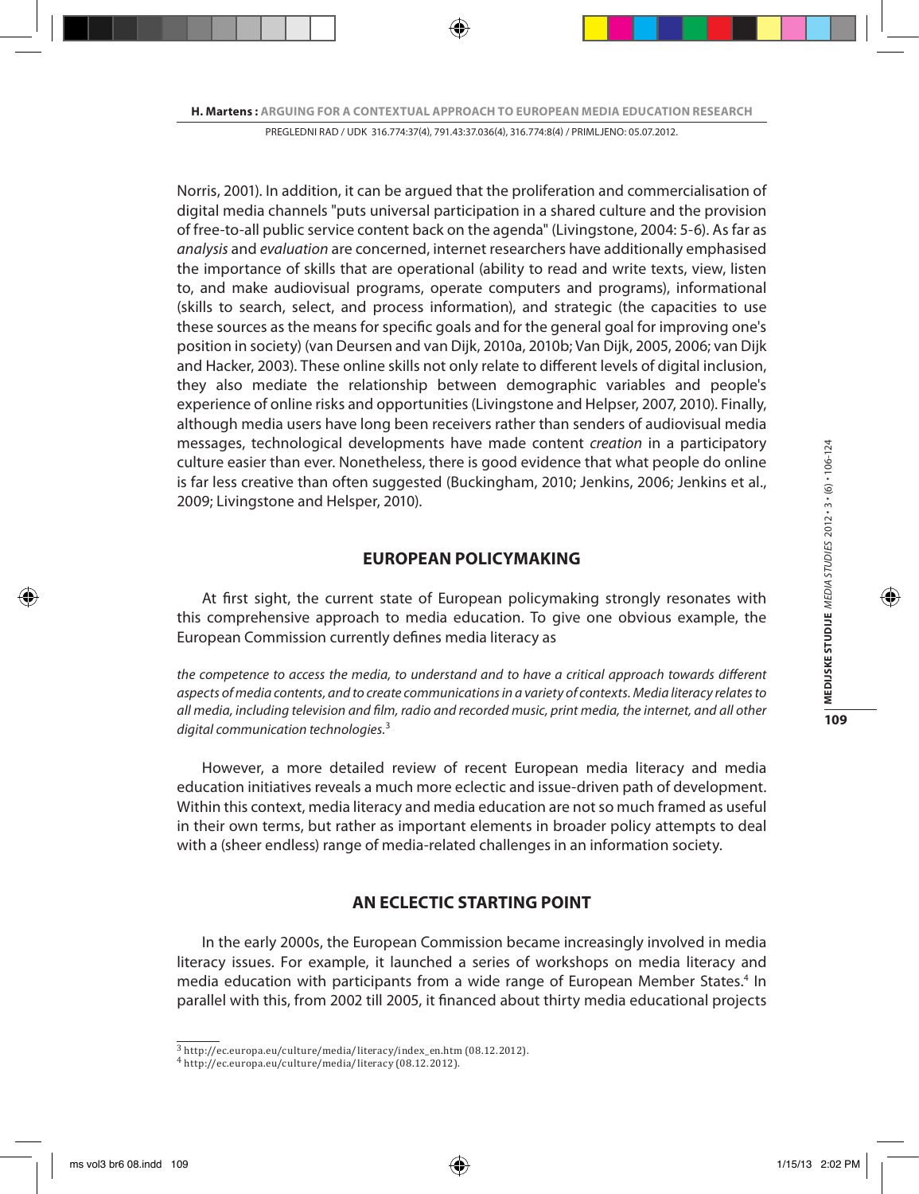Norris, 2001). In addition, it can be argued that the proliferation and commercialisation of digital media channels "puts universal participation in a shared culture and the provision of free-to-all public service content back on the agenda" (Livingstone, 2004: 5-6). As far as *analysis* and *evaluation* are concerned, internet researchers have additionally emphasised the importance of skills that are operational (ability to read and write texts, view, listen to, and make audiovisual programs, operate computers and programs), informational (skills to search, select, and process information), and strategic (the capacities to use these sources as the means for specific goals and for the general goal for improving one's position in society) (van Deursen and van Dijk, 2010a, 2010b; Van Dijk, 2005, 2006; van Dijk and Hacker, 2003). These online skills not only relate to different levels of digital inclusion, they also mediate the relationship between demographic variables and people's experience of online risks and opportunities (Livingstone and Helpser, 2007, 2010). Finally, although media users have long been receivers rather than senders of audiovisual media messages, technological developments have made content *creation* in a participatory culture easier than ever. Nonetheless, there is good evidence that what people do online is far less creative than often suggested (Buckingham, 2010; Jenkins, 2006; Jenkins et al., 2009; Livingstone and Helsper, 2010).

## EUROPEAN POLICYMAKING

At first sight, the current state of European policymaking strongly resonates with this comprehensive approach to media education. To give one obvious example, the European Commission currently defines media literacy as

*the competence to access the media, to understand and to have a critical approach towards different aspects of media contents, and to create communications in a variety of contexts. Media literacy relates to all media, including television and film, radio and recorded music, print media, the internet, and all other digital communication technologies.*[3]

However, a more detailed review of recent European media literacy and media education initiatives reveals a much more eclectic and issue-driven path of development. Within this context, media literacy and media education are not so much framed as useful in their own terms, but rather as important elements in broader policy attempts to deal with a (sheer endless) range of media-related challenges in an information society.

## AN ECLECTIC STARTING POINT

In the early 2000s, the European Commission became increasingly involved in media literacy issues. For example, it launched a series of workshops on media literacy and media education with participants from a wide range of European Member States.[4] In parallel with this, from 2002 till 2005, it financed about thirty media educational projects

---

[3] http://ec.europa.eu/culture/media/literacy/index_en.htm (08.12.2012).

[4] http://ec.europa.eu/culture/media/literacy (08.12.2012).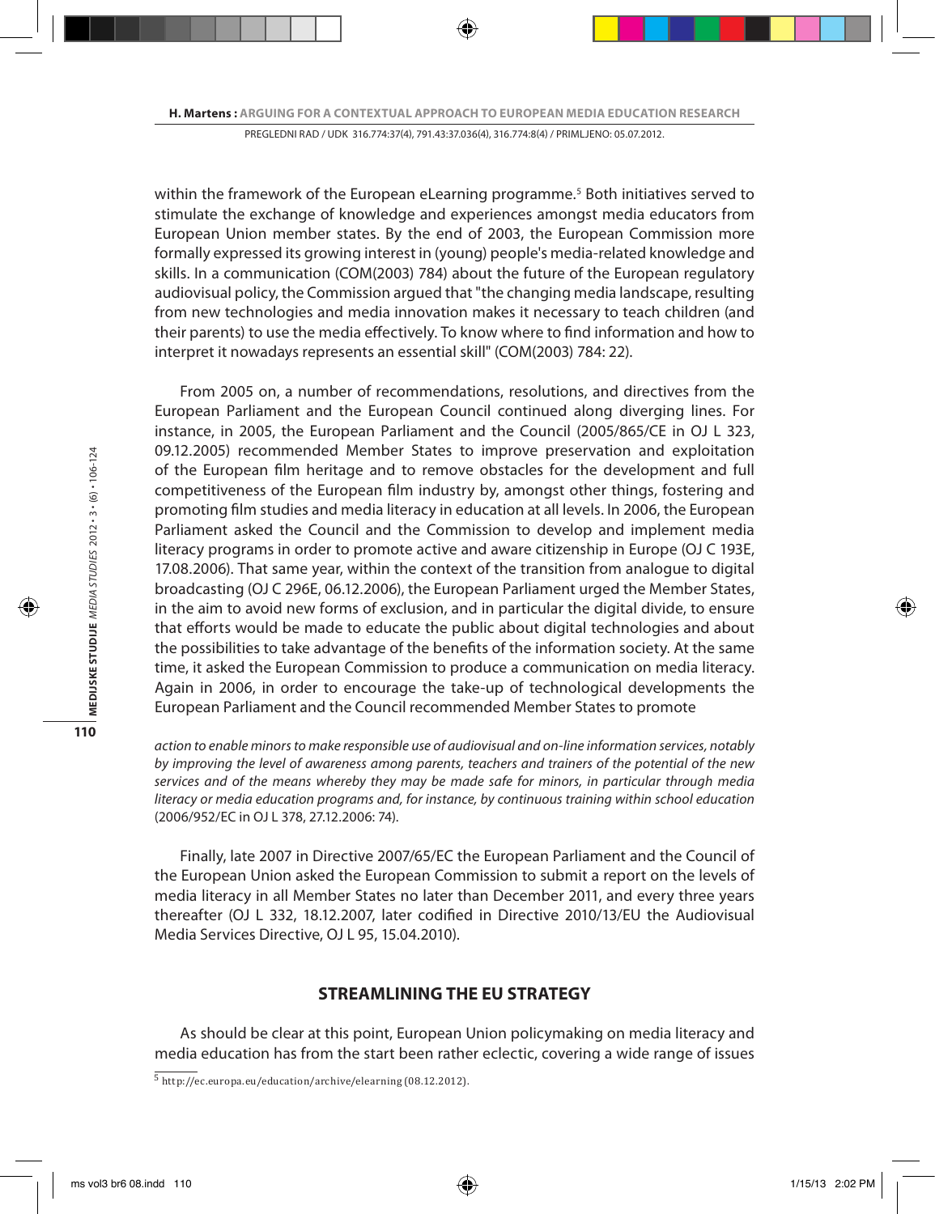within the framework of the European eLearning programme.[5] Both initiatives served to stimulate the exchange of knowledge and experiences amongst media educators from European Union member states. By the end of 2003, the European Commission more formally expressed its growing interest in (young) people's media-related knowledge and skills. In a communication (COM(2003) 784) about the future of the European regulatory audiovisual policy, the Commission argued that "the changing media landscape, resulting from new technologies and media innovation makes it necessary to teach children (and their parents) to use the media effectively. To know where to find information and how to interpret it nowadays represents an essential skill" (COM(2003) 784: 22).

From 2005 on, a number of recommendations, resolutions, and directives from the European Parliament and the European Council continued along diverging lines. For instance, in 2005, the European Parliament and the Council (2005/865/CE in OJ L 323, 09.12.2005) recommended Member States to improve preservation and exploitation of the European film heritage and to remove obstacles for the development and full competitiveness of the European film industry by, amongst other things, fostering and promoting film studies and media literacy in education at all levels. In 2006, the European Parliament asked the Council and the Commission to develop and implement media literacy programs in order to promote active and aware citizenship in Europe (OJ C 193E, 17.08.2006). That same year, within the context of the transition from analogue to digital broadcasting (OJ C 296E, 06.12.2006), the European Parliament urged the Member States, in the aim to avoid new forms of exclusion, and in particular the digital divide, to ensure that efforts would be made to educate the public about digital technologies and about the possibilities to take advantage of the benefits of the information society. At the same time, it asked the European Commission to produce a communication on media literacy. Again in 2006, in order to encourage the take-up of technological developments the European Parliament and the Council recommended Member States to promote

*action to enable minors to make responsible use of audiovisual and on-line information services, notably by improving the level of awareness among parents, teachers and trainers of the potential of the new services and of the means whereby they may be made safe for minors, in particular through media literacy or media education programs and, for instance, by continuous training within school education* (2006/952/EC in OJ L 378, 27.12.2006: 74).

Finally, late 2007 in Directive 2007/65/EC the European Parliament and the Council of the European Union asked the European Commission to submit a report on the levels of media literacy in all Member States no later than December 2011, and every three years thereafter (OJ L 332, 18.12.2007, later codified in Directive 2010/13/EU the Audiovisual Media Services Directive, OJ L 95, 15.04.2010).

## STREAMLINING THE EU STRATEGY

As should be clear at this point, European Union policymaking on media literacy and media education has from the start been rather eclectic, covering a wide range of issues

[5] http://ec.europa.eu/education/archive/elearning (08.12.2012).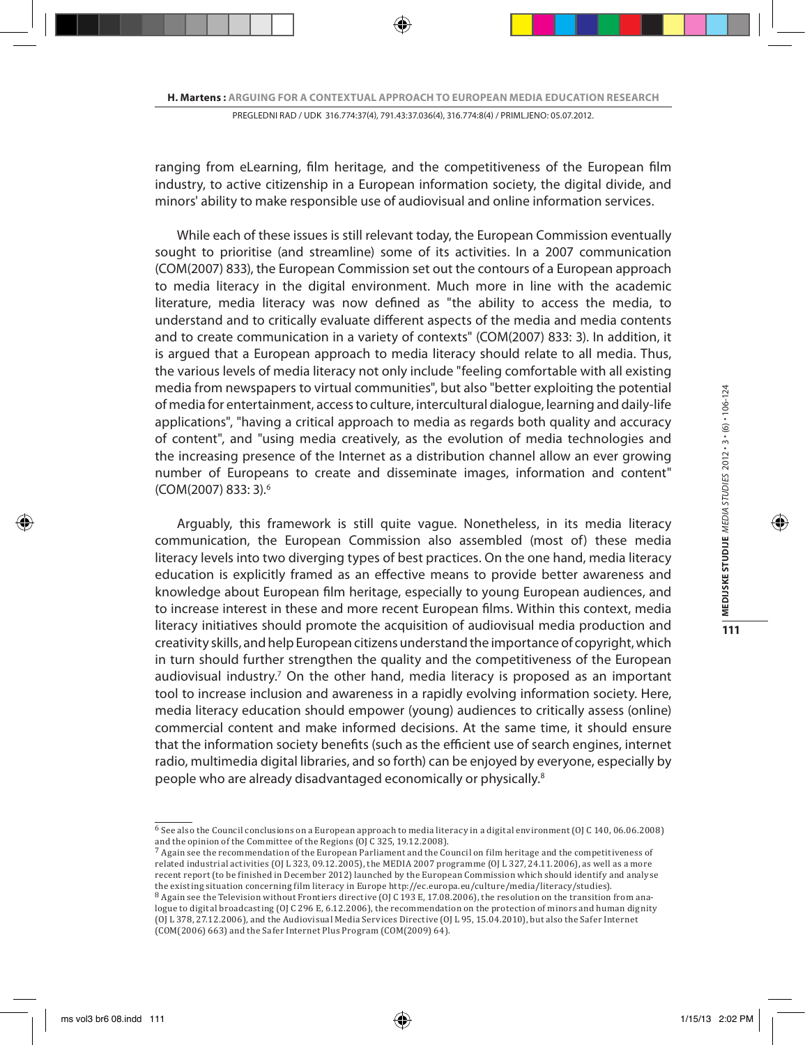ranging from eLearning, film heritage, and the competitiveness of the European film industry, to active citizenship in a European information society, the digital divide, and minors' ability to make responsible use of audiovisual and online information services.

While each of these issues is still relevant today, the European Commission eventually sought to prioritise (and streamline) some of its activities. In a 2007 communication (COM(2007) 833), the European Commission set out the contours of a European approach to media literacy in the digital environment. Much more in line with the academic literature, media literacy was now defined as "the ability to access the media, to understand and to critically evaluate different aspects of the media and media contents and to create communication in a variety of contexts" (COM(2007) 833: 3). In addition, it is argued that a European approach to media literacy should relate to all media. Thus, the various levels of media literacy not only include "feeling comfortable with all existing media from newspapers to virtual communities", but also "better exploiting the potential of media for entertainment, access to culture, intercultural dialogue, learning and daily-life applications", "having a critical approach to media as regards both quality and accuracy of content", and "using media creatively, as the evolution of media technologies and the increasing presence of the Internet as a distribution channel allow an ever growing number of Europeans to create and disseminate images, information and content" (COM(2007) 833: 3).[6]

Arguably, this framework is still quite vague. Nonetheless, in its media literacy communication, the European Commission also assembled (most of) these media literacy levels into two diverging types of best practices. On the one hand, media literacy education is explicitly framed as an effective means to provide better awareness and knowledge about European film heritage, especially to young European audiences, and to increase interest in these and more recent European films. Within this context, media literacy initiatives should promote the acquisition of audiovisual media production and creativity skills, and help European citizens understand the importance of copyright, which in turn should further strengthen the quality and the competitiveness of the European audiovisual industry.[7] On the other hand, media literacy is proposed as an important tool to increase inclusion and awareness in a rapidly evolving information society. Here, media literacy education should empower (young) audiences to critically assess (online) commercial content and make informed decisions. At the same time, it should ensure that the information society benefits (such as the efficient use of search engines, internet radio, multimedia digital libraries, and so forth) can be enjoyed by everyone, especially by people who are already disadvantaged economically or physically.[8]

---

[6] See also the Council conclusions on a European approach to media literacy in a digital environment (OJ C 140, 06.06.2008) and the opinion of the Committee of the Regions (OJ C 325, 19.12.2008).

[7] Again see the recommendation of the European Parliament and the Council on film heritage and the competitiveness of related industrial activities (OJ L 323, 09.12.2005), the MEDIA 2007 programme (OJ L 327, 24.11.2006), as well as a more recent report (to be finished in December 2012) launched by the European Commission which should identify and analyse the existing situation concerning film literacy in Europe http://ec.europa.eu/culture/media/literacy/studies).

[8] Again see the Television without Frontiers directive (OJ C 193 E, 17.08.2006), the resolution on the transition from analogue to digital broadcasting (OJ C 296 E, 6.12.2006), the recommendation on the protection of minors and human dignity (OJ L 378, 27.12.2006), and the Audiovisual Media Services Directive (OJ L 95, 15.04.2010), but also the Safer Internet (COM(2006) 663) and the Safer Internet Plus Program (COM(2009) 64).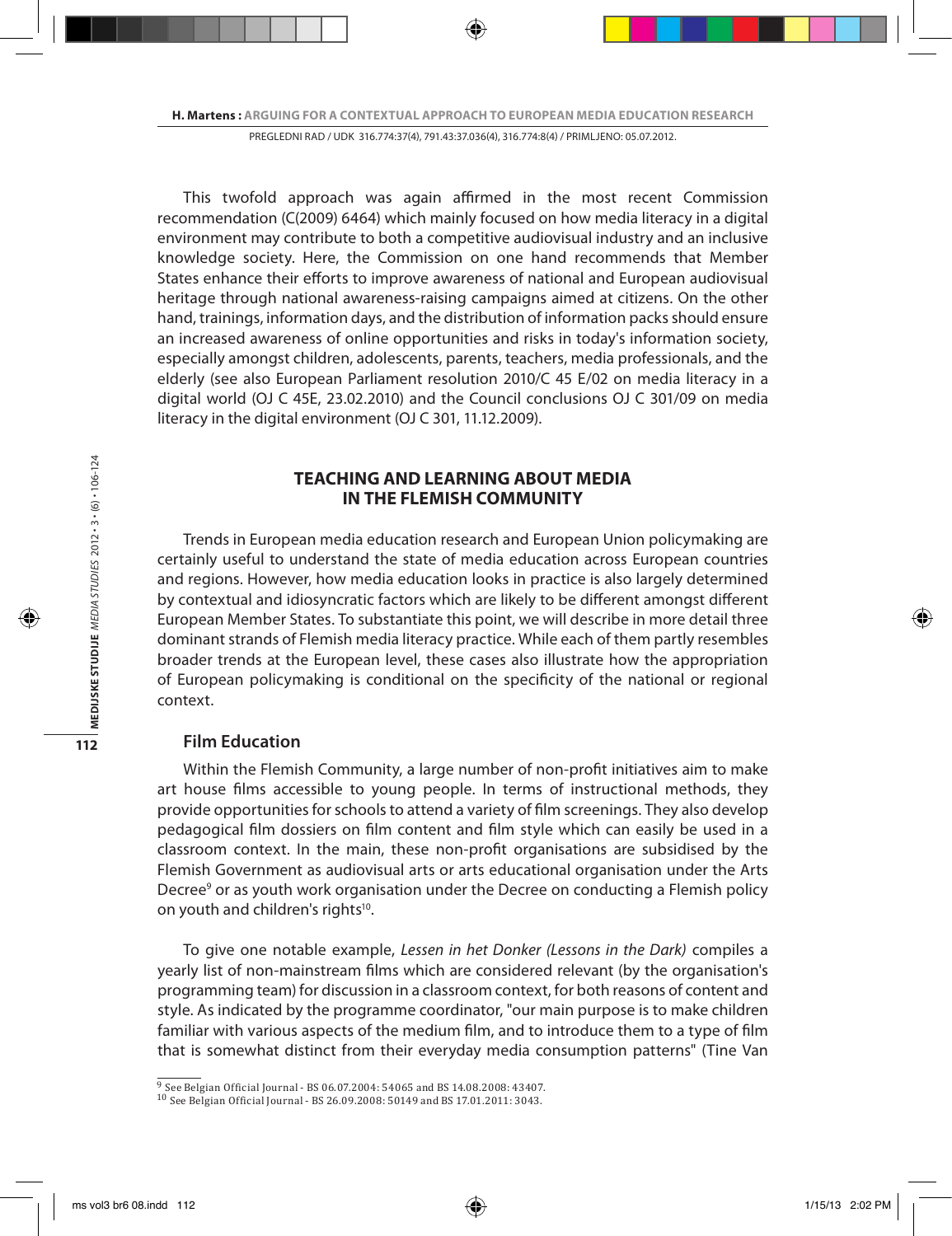This twofold approach was again affirmed in the most recent Commission recommendation (C(2009) 6464) which mainly focused on how media literacy in a digital environment may contribute to both a competitive audiovisual industry and an inclusive knowledge society. Here, the Commission on one hand recommends that Member States enhance their efforts to improve awareness of national and European audiovisual heritage through national awareness-raising campaigns aimed at citizens. On the other hand, trainings, information days, and the distribution of information packs should ensure an increased awareness of online opportunities and risks in today's information society, especially amongst children, adolescents, parents, teachers, media professionals, and the elderly (see also European Parliament resolution 2010/C 45 E/02 on media literacy in a digital world (OJ C 45E, 23.02.2010) and the Council conclusions OJ C 301/09 on media literacy in the digital environment (OJ C 301, 11.12.2009).

## TEACHING AND LEARNING ABOUT MEDIA IN THE FLEMISH COMMUNITY

Trends in European media education research and European Union policymaking are certainly useful to understand the state of media education across European countries and regions. However, how media education looks in practice is also largely determined by contextual and idiosyncratic factors which are likely to be different amongst different European Member States. To substantiate this point, we will describe in more detail three dominant strands of Flemish media literacy practice. While each of them partly resembles broader trends at the European level, these cases also illustrate how the appropriation of European policymaking is conditional on the specificity of the national or regional context.

### Film Education

Within the Flemish Community, a large number of non-profit initiatives aim to make art house films accessible to young people. In terms of instructional methods, they provide opportunities for schools to attend a variety of film screenings. They also develop pedagogical film dossiers on film content and film style which can easily be used in a classroom context. In the main, these non-profit organisations are subsidised by the Flemish Government as audiovisual arts or arts educational organisation under the Arts Decree[9] or as youth work organisation under the Decree on conducting a Flemish policy on youth and children's rights[10].

To give one notable example, *Lessen in het Donker (Lessons in the Dark)* compiles a yearly list of non-mainstream films which are considered relevant (by the organisation's programming team) for discussion in a classroom context, for both reasons of content and style. As indicated by the programme coordinator, "our main purpose is to make children familiar with various aspects of the medium film, and to introduce them to a type of film that is somewhat distinct from their everyday media consumption patterns" (Tine Van

[9] See Belgian Official Journal - BS 06.07.2004: 54065 and BS 14.08.2008: 43407.

[10] See Belgian Official Journal - BS 26.09.2008: 50149 and BS 17.01.2011: 3043.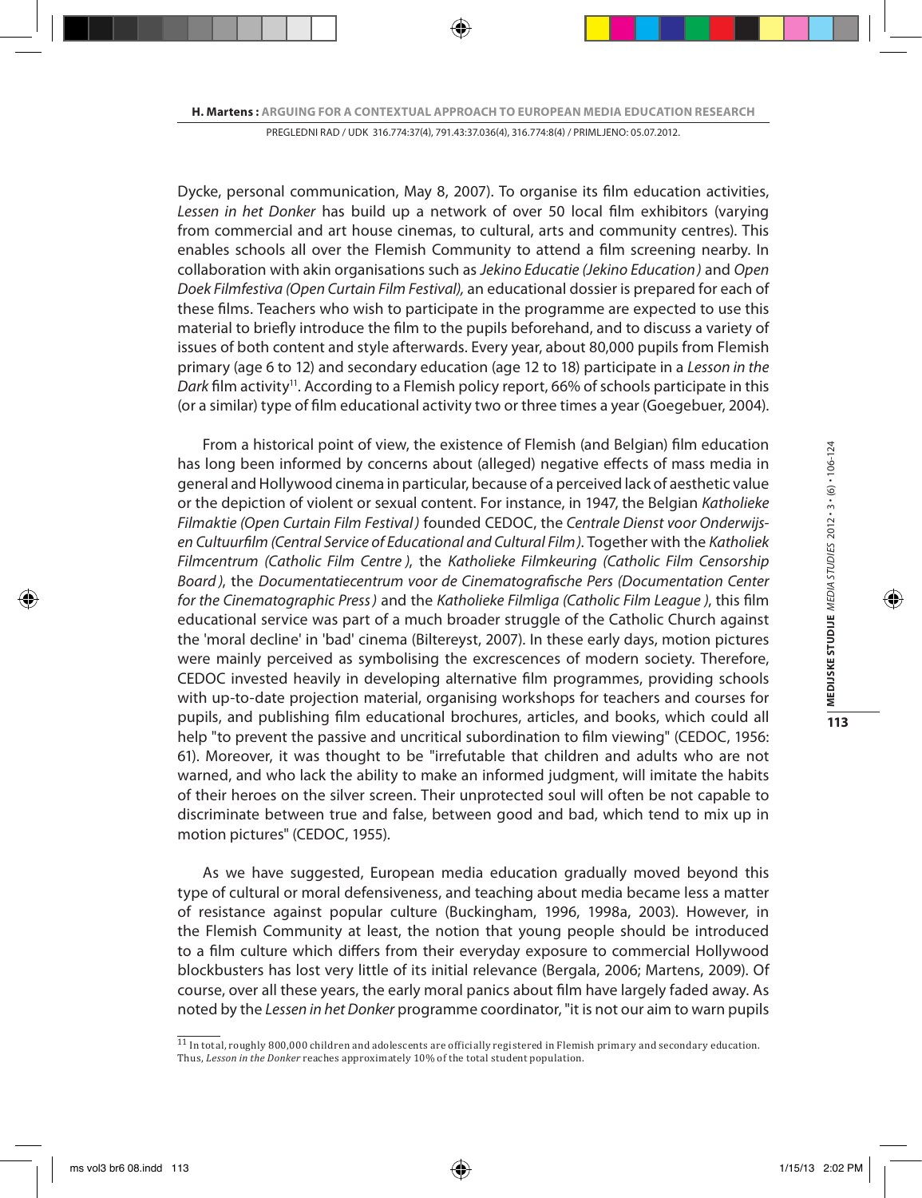Dycke, personal communication, May 8, 2007). To organise its film education activities, *Lessen in het Donker* has build up a network of over 50 local film exhibitors (varying from commercial and art house cinemas, to cultural, arts and community centres). This enables schools all over the Flemish Community to attend a film screening nearby. In collaboration with akin organisations such as *Jekino Educatie (Jekino Education)* and *Open Doek Filmfestiva (Open Curtain Film Festival),* an educational dossier is prepared for each of these films. Teachers who wish to participate in the programme are expected to use this material to briefly introduce the film to the pupils beforehand, and to discuss a variety of issues of both content and style afterwards. Every year, about 80,000 pupils from Flemish primary (age 6 to 12) and secondary education (age 12 to 18) participate in a *Lesson in the Dark* film activity[11]. According to a Flemish policy report, 66% of schools participate in this (or a similar) type of film educational activity two or three times a year (Goegebuer, 2004).

From a historical point of view, the existence of Flemish (and Belgian) film education has long been informed by concerns about (alleged) negative effects of mass media in general and Hollywood cinema in particular, because of a perceived lack of aesthetic value or the depiction of violent or sexual content. For instance, in 1947, the Belgian *Katholieke Filmaktie (Open Curtain Film Festival)* founded CEDOC, the *Centrale Dienst voor Onderwijs- en Cultuurfilm (Central Service of Educational and Cultural Film)*. Together with the *Katholiek Filmcentrum (Catholic Film Centre)*, the *Katholieke Filmkeuring (Catholic Film Censorship Board)*, the *Documentatiecentrum voor de Cinematografische Pers (Documentation Center for the Cinematographic Press)* and the *Katholieke Filmliga (Catholic Film League)*, this film educational service was part of a much broader struggle of the Catholic Church against the 'moral decline' in 'bad' cinema (Biltereyst, 2007). In these early days, motion pictures were mainly perceived as symbolising the excrescences of modern society. Therefore, CEDOC invested heavily in developing alternative film programmes, providing schools with up-to-date projection material, organising workshops for teachers and courses for pupils, and publishing film educational brochures, articles, and books, which could all help "to prevent the passive and uncritical subordination to film viewing" (CEDOC, 1956: 61). Moreover, it was thought to be "irrefutable that children and adults who are not warned, and who lack the ability to make an informed judgment, will imitate the habits of their heroes on the silver screen. Their unprotected soul will often be not capable to discriminate between true and false, between good and bad, which tend to mix up in motion pictures" (CEDOC, 1955).

As we have suggested, European media education gradually moved beyond this type of cultural or moral defensiveness, and teaching about media became less a matter of resistance against popular culture (Buckingham, 1996, 1998a, 2003). However, in the Flemish Community at least, the notion that young people should be introduced to a film culture which differs from their everyday exposure to commercial Hollywood blockbusters has lost very little of its initial relevance (Bergala, 2006; Martens, 2009). Of course, over all these years, the early moral panics about film have largely faded away. As noted by the *Lessen in het Donker* programme coordinator, "it is not our aim to warn pupils

---

[11] In total, roughly 800,000 children and adolescents are officially registered in Flemish primary and secondary education. Thus, *Lesson in the Donker* reaches approximately 10% of the total student population.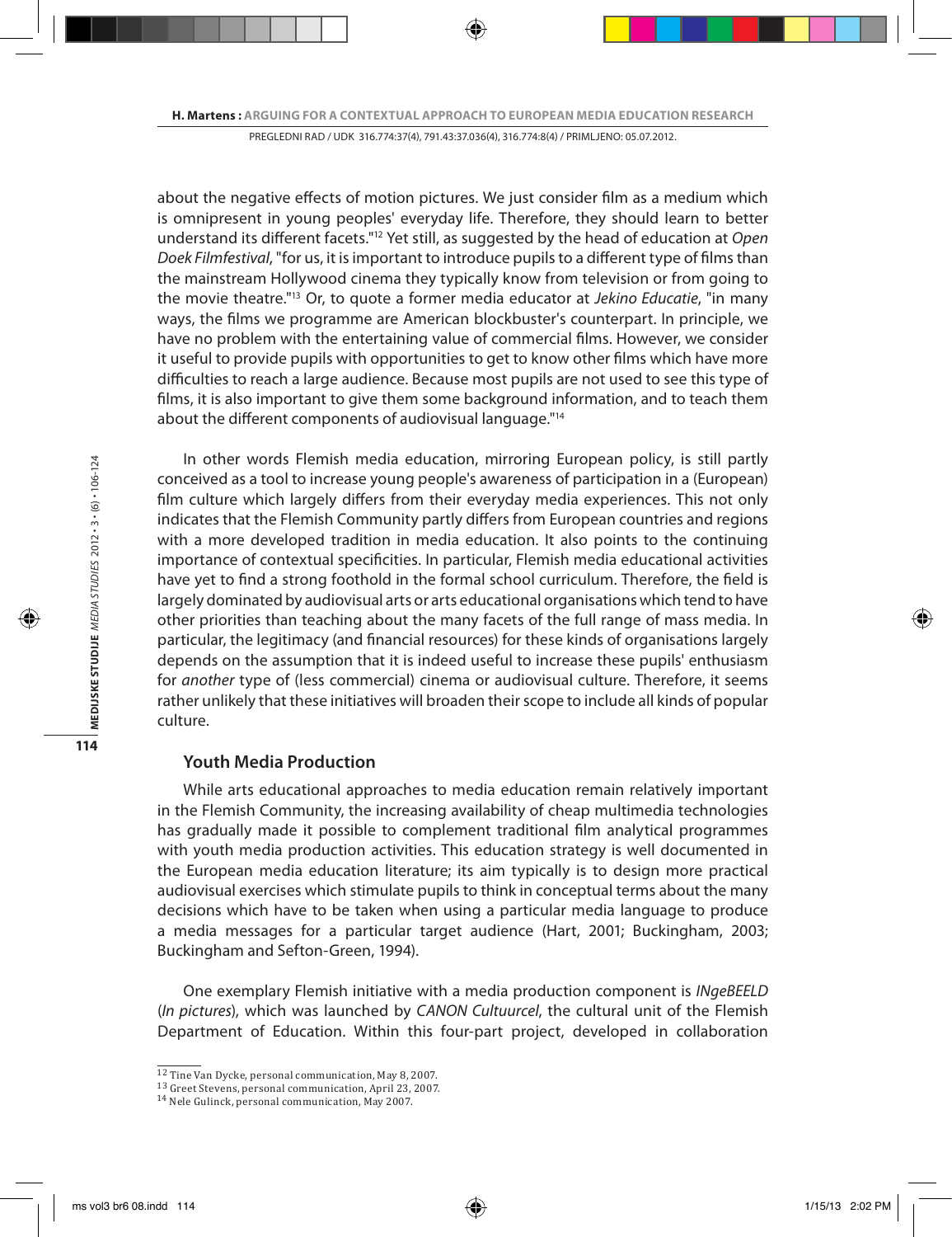about the negative effects of motion pictures. We just consider film as a medium which is omnipresent in young peoples' everyday life. Therefore, they should learn to better understand its different facets."[12] Yet still, as suggested by the head of education at *Open Doek Filmfestival*, "for us, it is important to introduce pupils to a different type of films than the mainstream Hollywood cinema they typically know from television or from going to the movie theatre."[13] Or, to quote a former media educator at *Jekino Educatie*, "in many ways, the films we programme are American blockbuster's counterpart. In principle, we have no problem with the entertaining value of commercial films. However, we consider it useful to provide pupils with opportunities to get to know other films which have more difficulties to reach a large audience. Because most pupils are not used to see this type of films, it is also important to give them some background information, and to teach them about the different components of audiovisual language."[14]

In other words Flemish media education, mirroring European policy, is still partly conceived as a tool to increase young people's awareness of participation in a (European) film culture which largely differs from their everyday media experiences. This not only indicates that the Flemish Community partly differs from European countries and regions with a more developed tradition in media education. It also points to the continuing importance of contextual specificities. In particular, Flemish media educational activities have yet to find a strong foothold in the formal school curriculum. Therefore, the field is largely dominated by audiovisual arts or arts educational organisations which tend to have other priorities than teaching about the many facets of the full range of mass media. In particular, the legitimacy (and financial resources) for these kinds of organisations largely depends on the assumption that it is indeed useful to increase these pupils' enthusiasm for *another* type of (less commercial) cinema or audiovisual culture. Therefore, it seems rather unlikely that these initiatives will broaden their scope to include all kinds of popular culture.

### Youth Media Production

While arts educational approaches to media education remain relatively important in the Flemish Community, the increasing availability of cheap multimedia technologies has gradually made it possible to complement traditional film analytical programmes with youth media production activities. This education strategy is well documented in the European media education literature; its aim typically is to design more practical audiovisual exercises which stimulate pupils to think in conceptual terms about the many decisions which have to be taken when using a particular media language to produce a media messages for a particular target audience (Hart, 2001; Buckingham, 2003; Buckingham and Sefton-Green, 1994).

One exemplary Flemish initiative with a media production component is *INgeBEELD* (*In pictures*), which was launched by *CANON Cultuurcel*, the cultural unit of the Flemish Department of Education. Within this four-part project, developed in collaboration

---

[12] Tine Van Dycke, personal communication, May 8, 2007.

[13] Greet Stevens, personal communication, April 23, 2007.

[14] Nele Gulinck, personal communication, May 2007.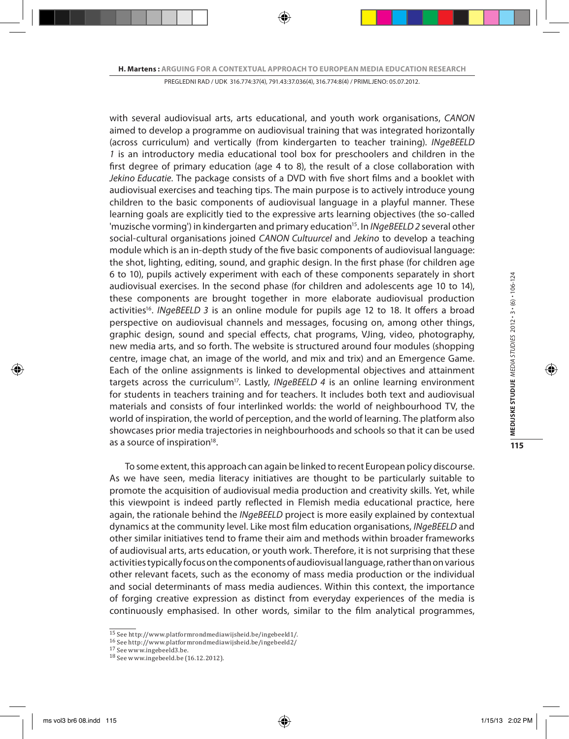with several audiovisual arts, arts educational, and youth work organisations, *CANON* aimed to develop a programme on audiovisual training that was integrated horizontally (across curriculum) and vertically (from kindergarten to teacher training). *INgeBEELD 1* is an introductory media educational tool box for preschoolers and children in the first degree of primary education (age 4 to 8), the result of a close collaboration with *Jekino Educatie*. The package consists of a DVD with five short films and a booklet with audiovisual exercises and teaching tips. The main purpose is to actively introduce young children to the basic components of audiovisual language in a playful manner. These learning goals are explicitly tied to the expressive arts learning objectives (the so-called 'muzische vorming') in kindergarten and primary education[15]. In *INgeBEELD 2* several other social-cultural organisations joined *CANON Cultuurcel* and *Jekino* to develop a teaching module which is an in-depth study of the five basic components of audiovisual language: the shot, lighting, editing, sound, and graphic design. In the first phase (for children age 6 to 10), pupils actively experiment with each of these components separately in short audiovisual exercises. In the second phase (for children and adolescents age 10 to 14), these components are brought together in more elaborate audiovisual production activities[16]. *INgeBEELD 3* is an online module for pupils age 12 to 18. It offers a broad perspective on audiovisual channels and messages, focusing on, among other things, graphic design, sound and special effects, chat programs, VJing, video, photography, new media arts, and so forth. The website is structured around four modules (shopping centre, image chat, an image of the world, and mix and trix) and an Emergence Game. Each of the online assignments is linked to developmental objectives and attainment targets across the curriculum[17]. Lastly, *INgeBEELD 4* is an online learning environment for students in teachers training and for teachers. It includes both text and audiovisual materials and consists of four interlinked worlds: the world of neighbourhood TV, the world of inspiration, the world of perception, and the world of learning. The platform also showcases prior media trajectories in neighbourhoods and schools so that it can be used as a source of inspiration[18].

To some extent, this approach can again be linked to recent European policy discourse. As we have seen, media literacy initiatives are thought to be particularly suitable to promote the acquisition of audiovisual media production and creativity skills. Yet, while this viewpoint is indeed partly reflected in Flemish media educational practice, here again, the rationale behind the *INgeBEELD* project is more easily explained by contextual dynamics at the community level. Like most film education organisations, *INgeBEELD* and other similar initiatives tend to frame their aim and methods within broader frameworks of audiovisual arts, arts education, or youth work. Therefore, it is not surprising that these activities typically focus on the components of audiovisual language, rather than on various other relevant facets, such as the economy of mass media production or the individual and social determinants of mass media audiences. Within this context, the importance of forging creative expression as distinct from everyday experiences of the media is continuously emphasised. In other words, similar to the film analytical programmes,

---

[15] See http://www.platformrondmediawijsheid.be/ingebeeld1/.
[16] See http://www.platformrondmediawijsheid.be/ingebeeld2/
[17] See www.ingebeeld3.be.
[18] See www.ingebeeld.be (16.12.2012).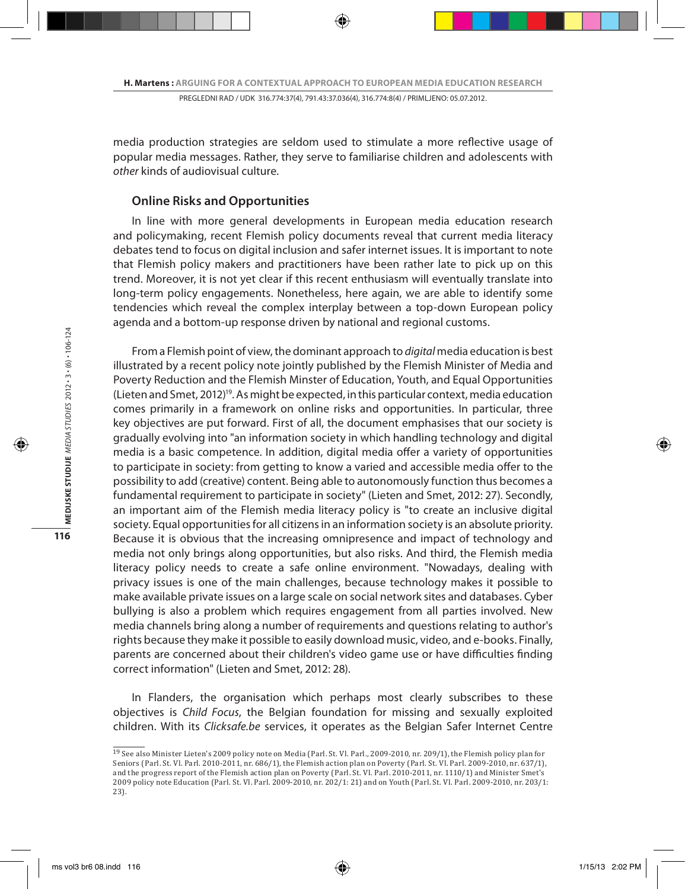media production strategies are seldom used to stimulate a more reflective usage of popular media messages. Rather, they serve to familiarise children and adolescents with *other* kinds of audiovisual culture.

## Online Risks and Opportunities

In line with more general developments in European media education research and policymaking, recent Flemish policy documents reveal that current media literacy debates tend to focus on digital inclusion and safer internet issues. It is important to note that Flemish policy makers and practitioners have been rather late to pick up on this trend. Moreover, it is not yet clear if this recent enthusiasm will eventually translate into long-term policy engagements. Nonetheless, here again, we are able to identify some tendencies which reveal the complex interplay between a top-down European policy agenda and a bottom-up response driven by national and regional customs.

From a Flemish point of view, the dominant approach to *digital* media education is best illustrated by a recent policy note jointly published by the Flemish Minister of Media and Poverty Reduction and the Flemish Minster of Education, Youth, and Equal Opportunities (Lieten and Smet, 2012)[19]. As might be expected, in this particular context, media education comes primarily in a framework on online risks and opportunities. In particular, three key objectives are put forward. First of all, the document emphasises that our society is gradually evolving into "an information society in which handling technology and digital media is a basic competence. In addition, digital media offer a variety of opportunities to participate in society: from getting to know a varied and accessible media offer to the possibility to add (creative) content. Being able to autonomously function thus becomes a fundamental requirement to participate in society" (Lieten and Smet, 2012: 27). Secondly, an important aim of the Flemish media literacy policy is "to create an inclusive digital society. Equal opportunities for all citizens in an information society is an absolute priority. Because it is obvious that the increasing omnipresence and impact of technology and media not only brings along opportunities, but also risks. And third, the Flemish media literacy policy needs to create a safe online environment. "Nowadays, dealing with privacy issues is one of the main challenges, because technology makes it possible to make available private issues on a large scale on social network sites and databases. Cyber bullying is also a problem which requires engagement from all parties involved. New media channels bring along a number of requirements and questions relating to author's rights because they make it possible to easily download music, video, and e-books. Finally, parents are concerned about their children's video game use or have difficulties finding correct information" (Lieten and Smet, 2012: 28).

In Flanders, the organisation which perhaps most clearly subscribes to these objectives is *Child Focus*, the Belgian foundation for missing and sexually exploited children. With its *Clicksafe.be* services, it operates as the Belgian Safer Internet Centre

---

[19] See also Minister Lieten's 2009 policy note on Media (Parl. St. Vl. Parl., 2009-2010, nr. 209/1), the Flemish policy plan for Seniors (Parl. St. Vl. Parl. 2010-2011, nr. 686/1), the Flemish action plan on Poverty (Parl. St. Vl. Parl. 2009-2010, nr. 637/1), and the progress report of the Flemish action plan on Poverty (Parl. St. Vl. Parl. 2010-2011, nr. 1110/1) and Minister Smet's 2009 policy note Education (Parl. St. Vl. Parl. 2009-2010, nr. 202/1: 21) and on Youth (Parl. St. Vl. Parl. 2009-2010, nr. 203/1: 23).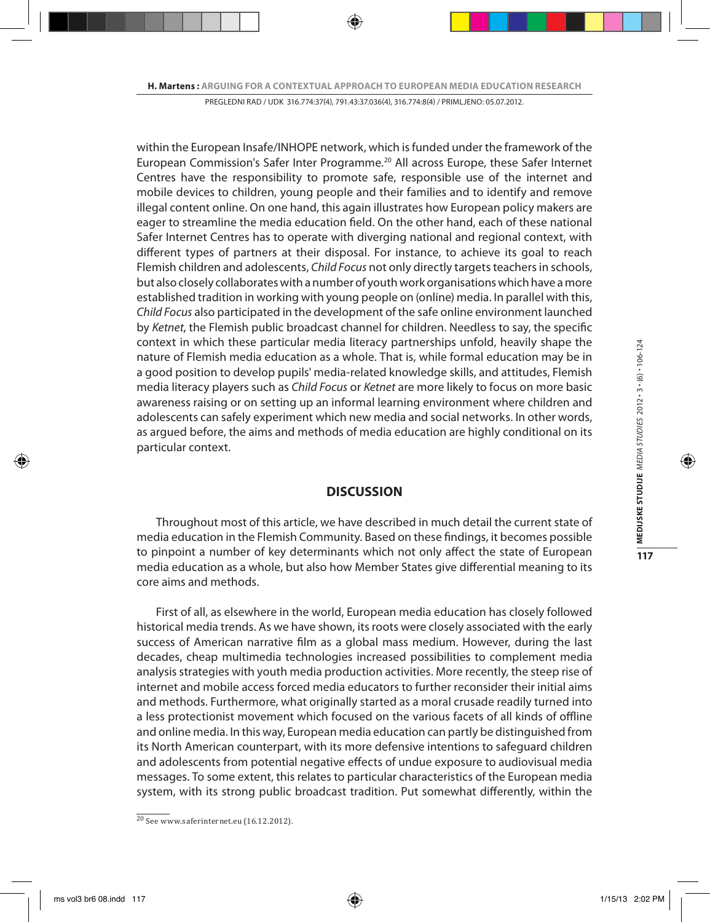within the European Insafe/INHOPE network, which is funded under the framework of the European Commission's Safer Inter Programme.[20] All across Europe, these Safer Internet Centres have the responsibility to promote safe, responsible use of the internet and mobile devices to children, young people and their families and to identify and remove illegal content online. On one hand, this again illustrates how European policy makers are eager to streamline the media education field. On the other hand, each of these national Safer Internet Centres has to operate with diverging national and regional context, with different types of partners at their disposal. For instance, to achieve its goal to reach Flemish children and adolescents, *Child Focus* not only directly targets teachers in schools, but also closely collaborates with a number of youth work organisations which have a more established tradition in working with young people on (online) media. In parallel with this, *Child Focus* also participated in the development of the safe online environment launched by *Ketnet*, the Flemish public broadcast channel for children. Needless to say, the specific context in which these particular media literacy partnerships unfold, heavily shape the nature of Flemish media education as a whole. That is, while formal education may be in a good position to develop pupils' media-related knowledge skills, and attitudes, Flemish media literacy players such as *Child Focus* or *Ketnet* are more likely to focus on more basic awareness raising or on setting up an informal learning environment where children and adolescents can safely experiment which new media and social networks. In other words, as argued before, the aims and methods of media education are highly conditional on its particular context.

## DISCUSSION

Throughout most of this article, we have described in much detail the current state of media education in the Flemish Community. Based on these findings, it becomes possible to pinpoint a number of key determinants which not only affect the state of European media education as a whole, but also how Member States give differential meaning to its core aims and methods.

First of all, as elsewhere in the world, European media education has closely followed historical media trends. As we have shown, its roots were closely associated with the early success of American narrative film as a global mass medium. However, during the last decades, cheap multimedia technologies increased possibilities to complement media analysis strategies with youth media production activities. More recently, the steep rise of internet and mobile access forced media educators to further reconsider their initial aims and methods. Furthermore, what originally started as a moral crusade readily turned into a less protectionist movement which focused on the various facets of all kinds of offline and online media. In this way, European media education can partly be distinguished from its North American counterpart, with its more defensive intentions to safeguard children and adolescents from potential negative effects of undue exposure to audiovisual media messages. To some extent, this relates to particular characteristics of the European media system, with its strong public broadcast tradition. Put somewhat differently, within the

[20] See www.saferinternet.eu (16.12.2012).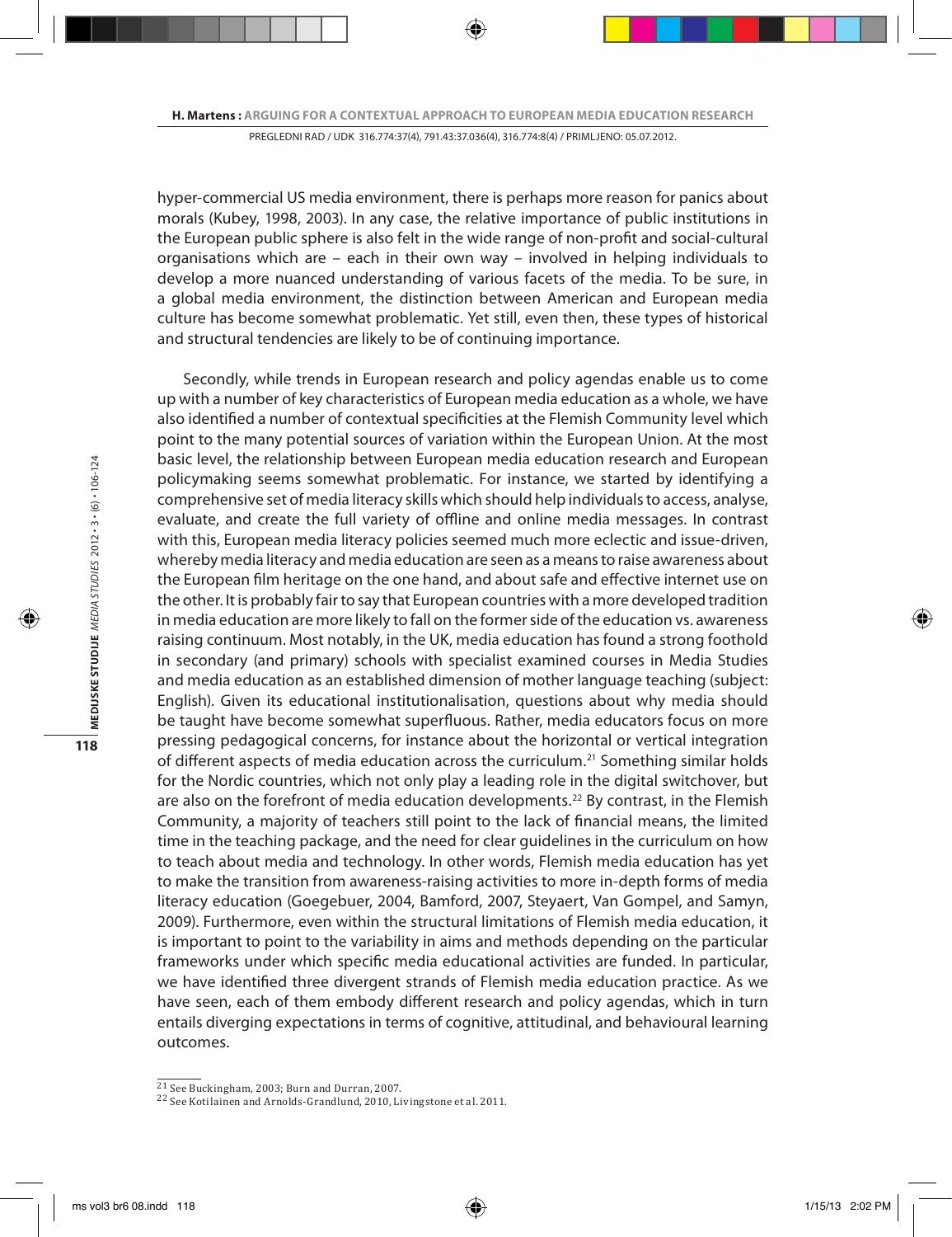hyper-commercial US media environment, there is perhaps more reason for panics about morals (Kubey, 1998, 2003). In any case, the relative importance of public institutions in the European public sphere is also felt in the wide range of non-profit and social-cultural organisations which are – each in their own way – involved in helping individuals to develop a more nuanced understanding of various facets of the media. To be sure, in a global media environment, the distinction between American and European media culture has become somewhat problematic. Yet still, even then, these types of historical and structural tendencies are likely to be of continuing importance.

Secondly, while trends in European research and policy agendas enable us to come up with a number of key characteristics of European media education as a whole, we have also identified a number of contextual specificities at the Flemish Community level which point to the many potential sources of variation within the European Union. At the most basic level, the relationship between European media education research and European policymaking seems somewhat problematic. For instance, we started by identifying a comprehensive set of media literacy skills which should help individuals to access, analyse, evaluate, and create the full variety of offline and online media messages. In contrast with this, European media literacy policies seemed much more eclectic and issue-driven, whereby media literacy and media education are seen as a means to raise awareness about the European film heritage on the one hand, and about safe and effective internet use on the other. It is probably fair to say that European countries with a more developed tradition in media education are more likely to fall on the former side of the education vs. awareness raising continuum. Most notably, in the UK, media education has found a strong foothold in secondary (and primary) schools with specialist examined courses in Media Studies and media education as an established dimension of mother language teaching (subject: English). Given its educational institutionalisation, questions about why media should be taught have become somewhat superfluous. Rather, media educators focus on more pressing pedagogical concerns, for instance about the horizontal or vertical integration of different aspects of media education across the curriculum.[21] Something similar holds for the Nordic countries, which not only play a leading role in the digital switchover, but are also on the forefront of media education developments.[22] By contrast, in the Flemish Community, a majority of teachers still point to the lack of financial means, the limited time in the teaching package, and the need for clear guidelines in the curriculum on how to teach about media and technology. In other words, Flemish media education has yet to make the transition from awareness-raising activities to more in-depth forms of media literacy education (Goegebuer, 2004, Bamford, 2007, Steyaert, Van Gompel, and Samyn, 2009). Furthermore, even within the structural limitations of Flemish media education, it is important to point to the variability in aims and methods depending on the particular frameworks under which specific media educational activities are funded. In particular, we have identified three divergent strands of Flemish media education practice. As we have seen, each of them embody different research and policy agendas, which in turn entails diverging expectations in terms of cognitive, attitudinal, and behavioural learning outcomes.

[21] See Buckingham, 2003; Burn and Durran, 2007.

[22] See Kotilainen and Arnolds-Grandlund, 2010, Livingstone et al. 2011.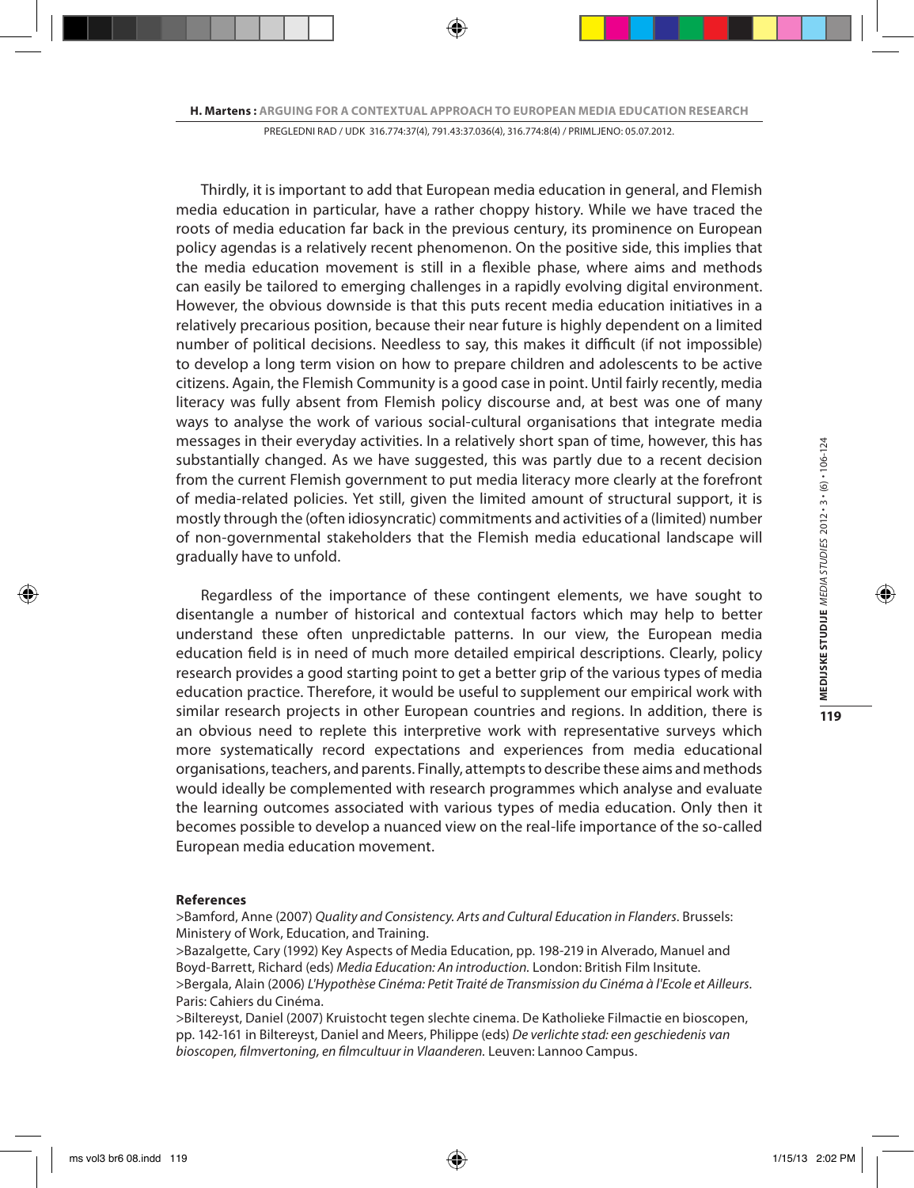Thirdly, it is important to add that European media education in general, and Flemish media education in particular, have a rather choppy history. While we have traced the roots of media education far back in the previous century, its prominence on European policy agendas is a relatively recent phenomenon. On the positive side, this implies that the media education movement is still in a flexible phase, where aims and methods can easily be tailored to emerging challenges in a rapidly evolving digital environment. However, the obvious downside is that this puts recent media education initiatives in a relatively precarious position, because their near future is highly dependent on a limited number of political decisions. Needless to say, this makes it difficult (if not impossible) to develop a long term vision on how to prepare children and adolescents to be active citizens. Again, the Flemish Community is a good case in point. Until fairly recently, media literacy was fully absent from Flemish policy discourse and, at best was one of many ways to analyse the work of various social-cultural organisations that integrate media messages in their everyday activities. In a relatively short span of time, however, this has substantially changed. As we have suggested, this was partly due to a recent decision from the current Flemish government to put media literacy more clearly at the forefront of media-related policies. Yet still, given the limited amount of structural support, it is mostly through the (often idiosyncratic) commitments and activities of a (limited) number of non-governmental stakeholders that the Flemish media educational landscape will gradually have to unfold.

Regardless of the importance of these contingent elements, we have sought to disentangle a number of historical and contextual factors which may help to better understand these often unpredictable patterns. In our view, the European media education field is in need of much more detailed empirical descriptions. Clearly, policy research provides a good starting point to get a better grip of the various types of media education practice. Therefore, it would be useful to supplement our empirical work with similar research projects in other European countries and regions. In addition, there is an obvious need to replete this interpretive work with representative surveys which more systematically record expectations and experiences from media educational organisations, teachers, and parents. Finally, attempts to describe these aims and methods would ideally be complemented with research programmes which analyse and evaluate the learning outcomes associated with various types of media education. Only then it becomes possible to develop a nuanced view on the real-life importance of the so-called European media education movement.

**References**

>Bamford, Anne (2007) *Quality and Consistency. Arts and Cultural Education in Flanders*. Brussels: Ministery of Work, Education, and Training.

>Bazalgette, Cary (1992) Key Aspects of Media Education, pp. 198-219 in Alverado, Manuel and Boyd-Barrett, Richard (eds) *Media Education: An introduction.* London: British Film Insitute.

>Bergala, Alain (2006) *L'Hypothèse Cinéma: Petit Traité de Transmission du Cinéma à l'Ecole et Ailleurs.* Paris: Cahiers du Cinéma.

>Biltereyst, Daniel (2007) Kruistocht tegen slechte cinema. De Katholieke Filmactie en bioscopen, pp. 142-161 in Biltereyst, Daniel and Meers, Philippe (eds) *De verlichte stad: een geschiedenis van bioscopen, filmvertoning, en filmcultuur in Vlaanderen.* Leuven: Lannoo Campus.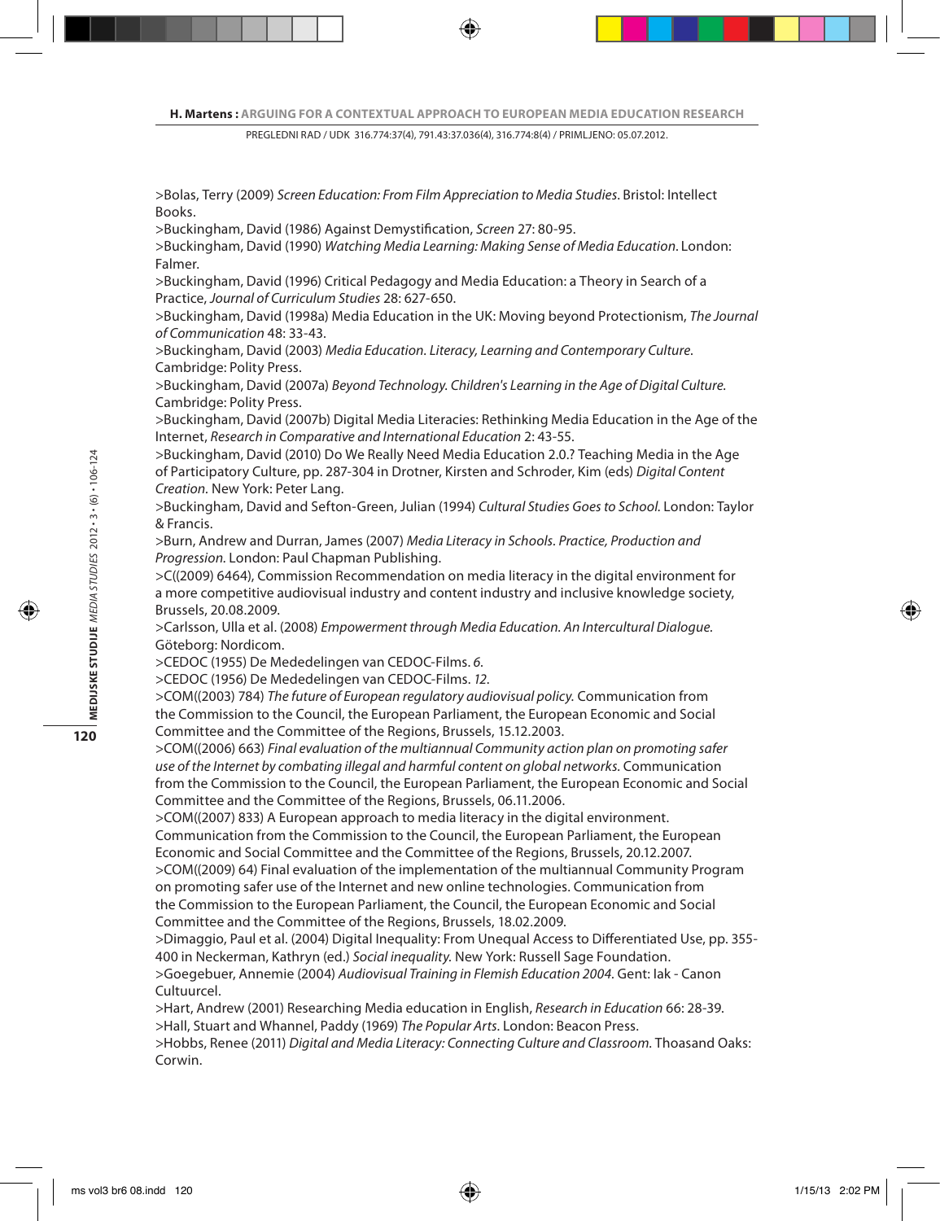>Bolas, Terry (2009) *Screen Education: From Film Appreciation to Media Studies*. Bristol: Intellect Books.

>Buckingham, David (1986) Against Demystification, *Screen* 27: 80-95.

>Buckingham, David (1990) *Watching Media Learning: Making Sense of Media Education*. London: Falmer.

>Buckingham, David (1996) Critical Pedagogy and Media Education: a Theory in Search of a Practice, *Journal of Curriculum Studies* 28: 627-650.

>Buckingham, David (1998a) Media Education in the UK: Moving beyond Protectionism, *The Journal of Communication* 48: 33-43.

>Buckingham, David (2003) *Media Education. Literacy, Learning and Contemporary Culture*. Cambridge: Polity Press.

>Buckingham, David (2007a) *Beyond Technology. Children's Learning in the Age of Digital Culture*. Cambridge: Polity Press.

>Buckingham, David (2007b) Digital Media Literacies: Rethinking Media Education in the Age of the Internet, *Research in Comparative and International Education* 2: 43-55.

>Buckingham, David (2010) Do We Really Need Media Education 2.0.? Teaching Media in the Age of Participatory Culture, pp. 287-304 in Drotner, Kirsten and Schroder, Kim (eds) *Digital Content Creation*. New York: Peter Lang.

>Buckingham, David and Sefton-Green, Julian (1994) *Cultural Studies Goes to School*. London: Taylor & Francis.

>Burn, Andrew and Durran, James (2007) *Media Literacy in Schools. Practice, Production and Progression*. London: Paul Chapman Publishing.

>C((2009) 6464), Commission Recommendation on media literacy in the digital environment for a more competitive audiovisual industry and content industry and inclusive knowledge society, Brussels, 20.08.2009.

>Carlsson, Ulla et al. (2008) *Empowerment through Media Education. An Intercultural Dialogue*. Göteborg: Nordicom.

>CEDOC (1955) De Mededelingen van CEDOC-Films. *6*.

>CEDOC (1956) De Mededelingen van CEDOC-Films. *12*.

>COM((2003) 784) *The future of European regulatory audiovisual policy*. Communication from the Commission to the Council, the European Parliament, the European Economic and Social Committee and the Committee of the Regions, Brussels, 15.12.2003.

>COM((2006) 663) *Final evaluation of the multiannual Community action plan on promoting safer use of the Internet by combating illegal and harmful content on global networks*. Communication from the Commission to the Council, the European Parliament, the European Economic and Social Committee and the Committee of the Regions, Brussels, 06.11.2006.

>COM((2007) 833) A European approach to media literacy in the digital environment. Communication from the Commission to the Council, the European Parliament, the European Economic and Social Committee and the Committee of the Regions, Brussels, 20.12.2007.

>COM((2009) 64) Final evaluation of the implementation of the multiannual Community Program on promoting safer use of the Internet and new online technologies. Communication from the Commission to the European Parliament, the Council, the European Economic and Social Committee and the Committee of the Regions, Brussels, 18.02.2009.

>Dimaggio, Paul et al. (2004) Digital Inequality: From Unequal Access to Differentiated Use, pp. 355-400 in Neckerman, Kathryn (ed.) *Social inequality*. New York: Russell Sage Foundation.

>Goegebuer, Annemie (2004) *Audiovisual Training in Flemish Education 2004*. Gent: Iak - Canon Cultuurcel.

>Hart, Andrew (2001) Researching Media education in English, *Research in Education* 66: 28-39.

>Hall, Stuart and Whannel, Paddy (1969) *The Popular Arts*. London: Beacon Press.

>Hobbs, Renee (2011) *Digital and Media Literacy: Connecting Culture and Classroom*. Thoasand Oaks: Corwin.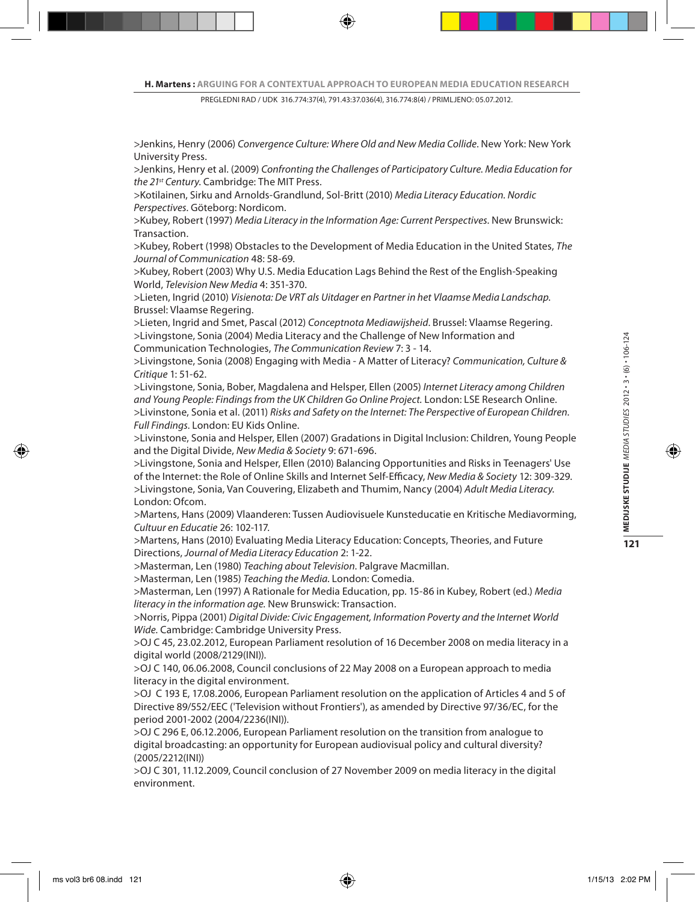>Jenkins, Henry (2006) *Convergence Culture: Where Old and New Media Collide*. New York: New York University Press.

>Jenkins, Henry et al. (2009) *Confronting the Challenges of Participatory Culture. Media Education for the 21st Century*. Cambridge: The MIT Press.

>Kotilainen, Sirku and Arnolds-Grandlund, Sol-Britt (2010) *Media Literacy Education. Nordic Perspectives*. Göteborg: Nordicom.

>Kubey, Robert (1997) *Media Literacy in the Information Age: Current Perspectives*. New Brunswick: Transaction.

>Kubey, Robert (1998) Obstacles to the Development of Media Education in the United States, *The Journal of Communication* 48: 58-69.

>Kubey, Robert (2003) Why U.S. Media Education Lags Behind the Rest of the English-Speaking World, *Television New Media* 4: 351-370.

>Lieten, Ingrid (2010) *Visienota: De VRT als Uitdager en Partner in het Vlaamse Media Landschap*. Brussel: Vlaamse Regering.

>Lieten, Ingrid and Smet, Pascal (2012) *Conceptnota Mediawijsheid*. Brussel: Vlaamse Regering.

>Livingstone, Sonia (2004) Media Literacy and the Challenge of New Information and Communication Technologies, *The Communication Review* 7: 3 - 14.

>Livingstone, Sonia (2008) Engaging with Media - A Matter of Literacy? *Communication, Culture & Critique* 1: 51-62.

>Livingstone, Sonia, Bober, Magdalena and Helsper, Ellen (2005) *Internet Literacy among Children and Young People: Findings from the UK Children Go Online Project.* London: LSE Research Online.

>Livinstone, Sonia et al. (2011) *Risks and Safety on the Internet: The Perspective of European Children. Full Findings*. London: EU Kids Online.

>Livinstone, Sonia and Helsper, Ellen (2007) Gradations in Digital Inclusion: Children, Young People and the Digital Divide, *New Media & Society* 9: 671-696.

>Livingstone, Sonia and Helsper, Ellen (2010) Balancing Opportunities and Risks in Teenagers' Use of the Internet: the Role of Online Skills and Internet Self-Efficacy, *New Media & Society* 12: 309-329.

>Livingstone, Sonia, Van Couvering, Elizabeth and Thumim, Nancy (2004) *Adult Media Literacy.* London: Ofcom.

>Martens, Hans (2009) Vlaanderen: Tussen Audiovisuele Kunsteducatie en Kritische Mediavorming, *Cultuur en Educatie* 26: 102-117.

>Martens, Hans (2010) Evaluating Media Literacy Education: Concepts, Theories, and Future Directions, *Journal of Media Literacy Education* 2: 1-22.

>Masterman, Len (1980) *Teaching about Television*. Palgrave Macmillan.

>Masterman, Len (1985) *Teaching the Media.* London: Comedia.

>Masterman, Len (1997) A Rationale for Media Education, pp. 15-86 in Kubey, Robert (ed.) *Media literacy in the information age.* New Brunswick: Transaction.

>Norris, Pippa (2001) *Digital Divide: Civic Engagement, Information Poverty and the Internet World Wide*. Cambridge: Cambridge University Press.

>OJ C 45, 23.02.2012, European Parliament resolution of 16 December 2008 on media literacy in a digital world (2008/2129(INI)).

>OJ C 140, 06.06.2008, Council conclusions of 22 May 2008 on a European approach to media literacy in the digital environment.

>OJ C 193 E, 17.08.2006, European Parliament resolution on the application of Articles 4 and 5 of Directive 89/552/EEC ('Television without Frontiers'), as amended by Directive 97/36/EC, for the period 2001-2002 (2004/2236(INI)).

>OJ C 296 E, 06.12.2006, European Parliament resolution on the transition from analogue to digital broadcasting: an opportunity for European audiovisual policy and cultural diversity? (2005/2212(INI))

>OJ C 301, 11.12.2009, Council conclusion of 27 November 2009 on media literacy in the digital environment.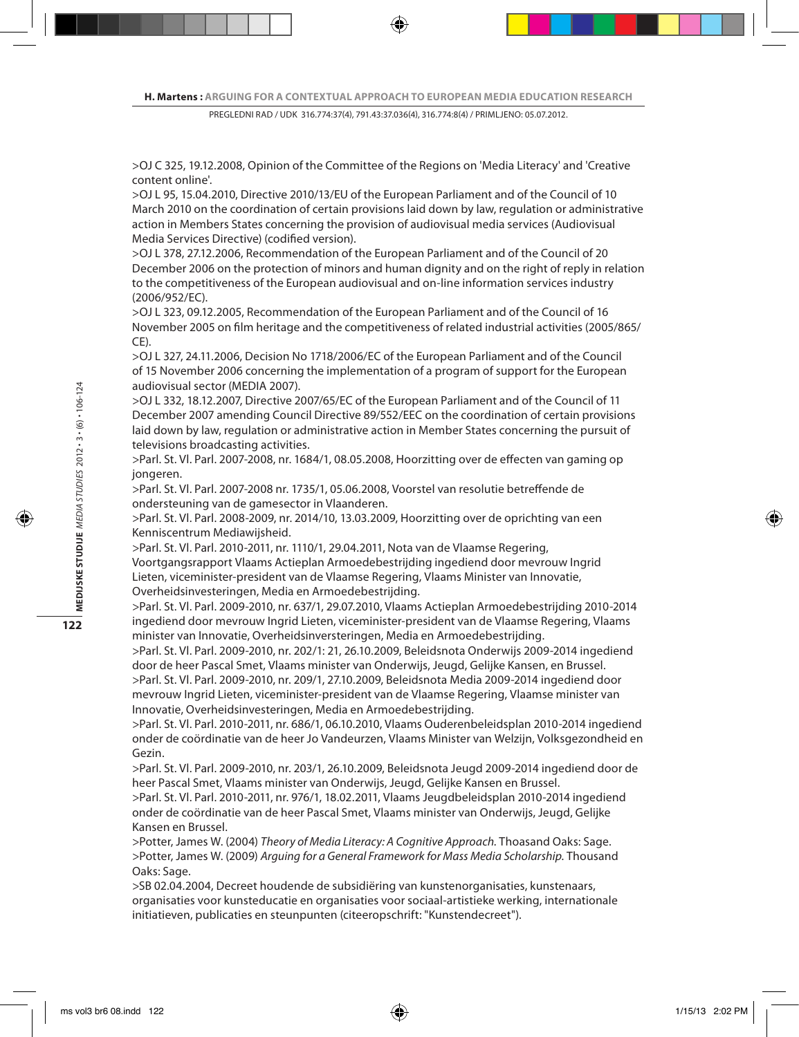>OJ C 325, 19.12.2008, Opinion of the Committee of the Regions on 'Media Literacy' and 'Creative content online'.

>OJ L 95, 15.04.2010, Directive 2010/13/EU of the European Parliament and of the Council of 10 March 2010 on the coordination of certain provisions laid down by law, regulation or administrative action in Members States concerning the provision of audiovisual media services (Audiovisual Media Services Directive) (codified version).

>OJ L 378, 27.12.2006, Recommendation of the European Parliament and of the Council of 20 December 2006 on the protection of minors and human dignity and on the right of reply in relation to the competitiveness of the European audiovisual and on-line information services industry (2006/952/EC).

>OJ L 323, 09.12.2005, Recommendation of the European Parliament and of the Council of 16 November 2005 on film heritage and the competitiveness of related industrial activities (2005/865/CE).

>OJ L 327, 24.11.2006, Decision No 1718/2006/EC of the European Parliament and of the Council of 15 November 2006 concerning the implementation of a program of support for the European audiovisual sector (MEDIA 2007).

>OJ L 332, 18.12.2007, Directive 2007/65/EC of the European Parliament and of the Council of 11 December 2007 amending Council Directive 89/552/EEC on the coordination of certain provisions laid down by law, regulation or administrative action in Member States concerning the pursuit of televisions broadcasting activities.

>Parl. St. Vl. Parl. 2007-2008, nr. 1684/1, 08.05.2008, Hoorzitting over de effecten van gaming op jongeren.

>Parl. St. Vl. Parl. 2007-2008 nr. 1735/1, 05.06.2008, Voorstel van resolutie betreffende de ondersteuning van de gamesector in Vlaanderen.

>Parl. St. Vl. Parl. 2008-2009, nr. 2014/10, 13.03.2009, Hoorzitting over de oprichting van een Kenniscentrum Mediawijsheid.

>Parl. St. Vl. Parl. 2010-2011, nr. 1110/1, 29.04.2011, Nota van de Vlaamse Regering, Voortgangsrapport Vlaams Actieplan Armoedebestrijding ingediend door mevrouw Ingrid Lieten, viceminister-president van de Vlaamse Regering, Vlaams Minister van Innovatie, Overheidsinvesteringen, Media en Armoedebestrijding.

>Parl. St. Vl. Parl. 2009-2010, nr. 637/1, 29.07.2010, Vlaams Actieplan Armoedebestrijding 2010-2014 ingediend door mevrouw Ingrid Lieten, viceminister-president van de Vlaamse Regering, Vlaams minister van Innovatie, Overheidsinversteringen, Media en Armoedebestrijding.

>Parl. St. Vl. Parl. 2009-2010, nr. 202/1: 21, 26.10.2009, Beleidsnota Onderwijs 2009-2014 ingediend door de heer Pascal Smet, Vlaams minister van Onderwijs, Jeugd, Gelijke Kansen, en Brussel.

>Parl. St. Vl. Parl. 2009-2010, nr. 209/1, 27.10.2009, Beleidsnota Media 2009-2014 ingediend door mevrouw Ingrid Lieten, viceminister-president van de Vlaamse Regering, Vlaamse minister van Innovatie, Overheidsinvesteringen, Media en Armoedebestrijding.

>Parl. St. Vl. Parl. 2010-2011, nr. 686/1, 06.10.2010, Vlaams Ouderenbeleidsplan 2010-2014 ingediend onder de coördinatie van de heer Jo Vandeurzen, Vlaams Minister van Welzijn, Volksgezondheid en Gezin.

>Parl. St. Vl. Parl. 2009-2010, nr. 203/1, 26.10.2009, Beleidsnota Jeugd 2009-2014 ingediend door de heer Pascal Smet, Vlaams minister van Onderwijs, Jeugd, Gelijke Kansen en Brussel.

>Parl. St. Vl. Parl. 2010-2011, nr. 976/1, 18.02.2011, Vlaams Jeugdbeleidsplan 2010-2014 ingediend onder de coördinatie van de heer Pascal Smet, Vlaams minister van Onderwijs, Jeugd, Gelijke Kansen en Brussel.

>Potter, James W. (2004) *Theory of Media Literacy: A Cognitive Approach.* Thoasand Oaks: Sage.

>Potter, James W. (2009) *Arguing for a General Framework for Mass Media Scholarship.* Thousand Oaks: Sage.

>SB 02.04.2004, Decreet houdende de subsidiëring van kunstenorganisaties, kunstenaars, organisaties voor kunsteducatie en organisaties voor sociaal-artistieke werking, internationale initiatieven, publicaties en steunpunten (citeeropschrift: "Kunstendecreet").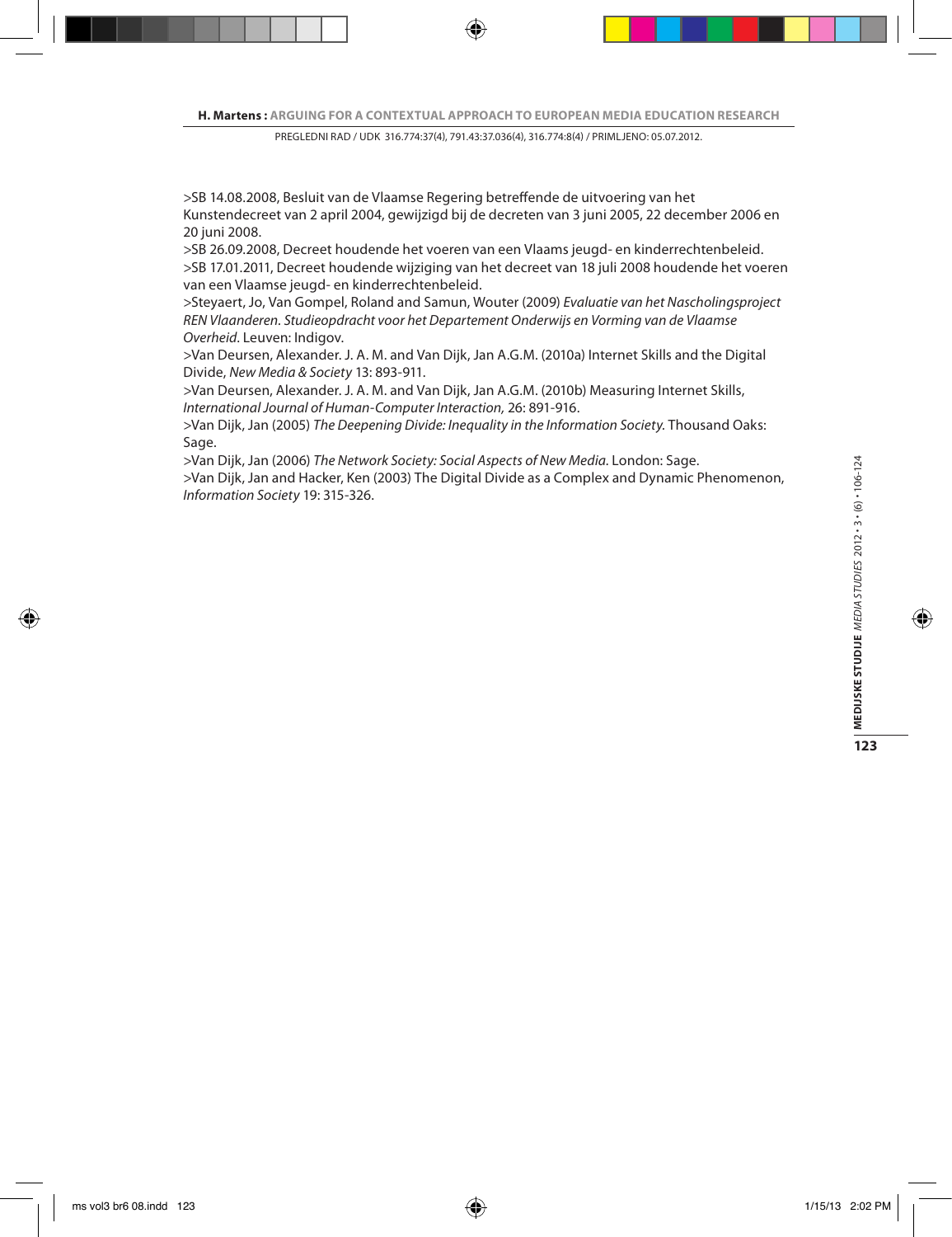>SB 14.08.2008, Besluit van de Vlaamse Regering betreffende de uitvoering van het Kunstendecreet van 2 april 2004, gewijzigd bij de decreten van 3 juni 2005, 22 december 2006 en 20 juni 2008.

>SB 26.09.2008, Decreet houdende het voeren van een Vlaams jeugd- en kinderrechtenbeleid.

>SB 17.01.2011, Decreet houdende wijziging van het decreet van 18 juli 2008 houdende het voeren van een Vlaamse jeugd- en kinderrechtenbeleid.

>Steyaert, Jo, Van Gompel, Roland and Samun, Wouter (2009) *Evaluatie van het Nascholingsproject REN Vlaanderen. Studieopdracht voor het Departement Onderwijs en Vorming van de Vlaamse Overheid*. Leuven: Indigov.

>Van Deursen, Alexander. J. A. M. and Van Dijk, Jan A.G.M. (2010a) Internet Skills and the Digital Divide, *New Media & Society* 13: 893-911.

>Van Deursen, Alexander. J. A. M. and Van Dijk, Jan A.G.M. (2010b) Measuring Internet Skills, *International Journal of Human-Computer Interaction,* 26: 891-916.

>Van Dijk, Jan (2005) *The Deepening Divide: Inequality in the Information Society.* Thousand Oaks: Sage.

>Van Dijk, Jan (2006) *The Network Society: Social Aspects of New Media.* London: Sage.

>Van Dijk, Jan and Hacker, Ken (2003) The Digital Divide as a Complex and Dynamic Phenomenon, *Information Society* 19: 315-326.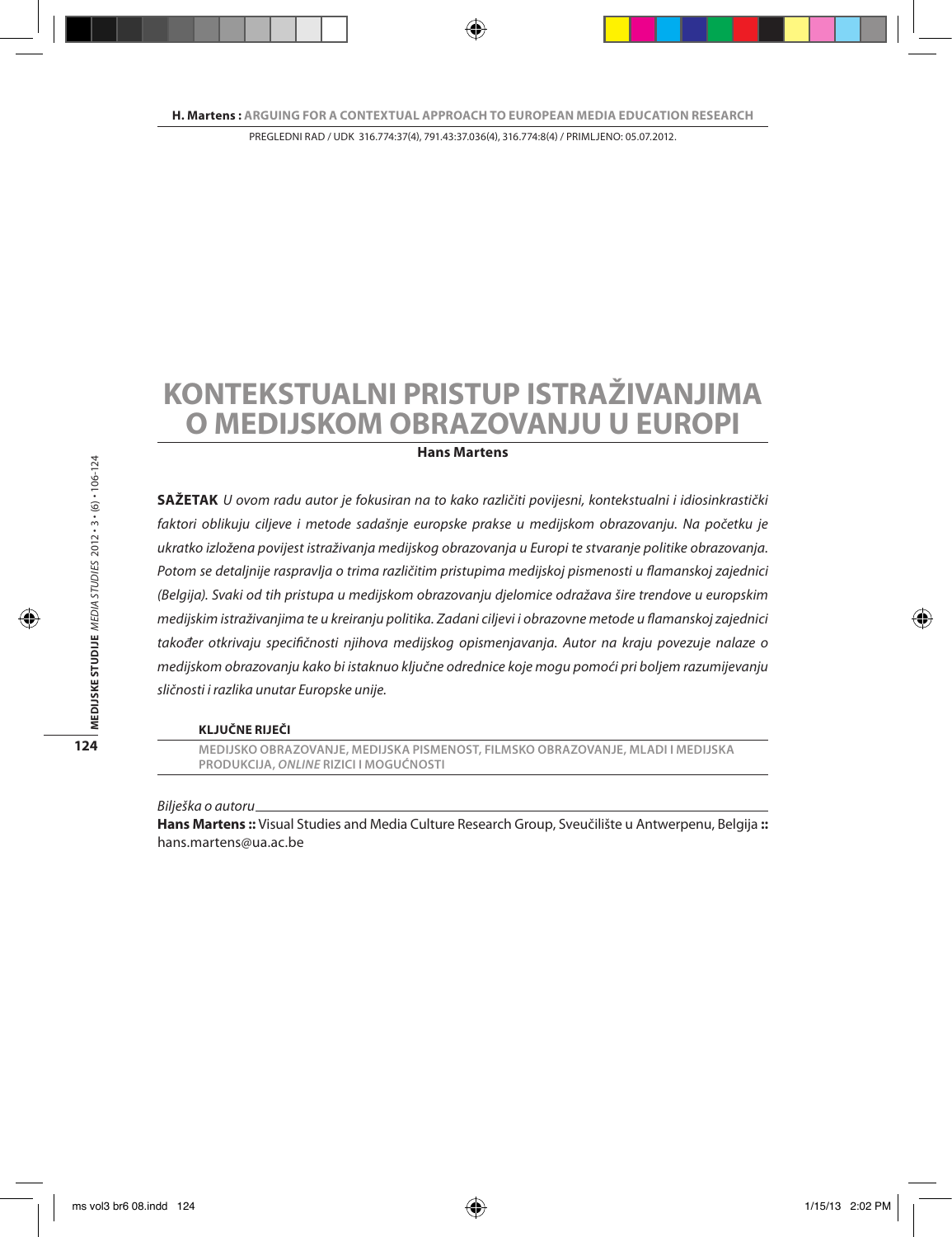PREGLEDNI RAD / UDK 316.774:37(4), 791.43:37.036(4), 316.774:8(4) / PRIMLJENO: 05.07.2012.

# KONTEKSTUALNI PRISTUP ISTRAŽIVANJIMA O MEDIJSKOM OBRAZOVANJU U EUROPI

**Hans Martens**

**SAŽETAK** *U ovom radu autor je fokusiran na to kako različiti povijesni, kontekstualni i idiosinkrastički faktori oblikuju ciljeve i metode sadašnje europske prakse u medijskom obrazovanju. Na početku je ukratko izložena povijest istraživanja medijskog obrazovanja u Europi te stvaranje politike obrazovanja. Potom se detaljnije raspravlja o trima različitim pristupima medijskoj pismenosti u flamanskoj zajednici (Belgija). Svaki od tih pristupa u medijskom obrazovanju djelomice odražava šire trendove u europskim medijskim istraživanjima te u kreiranju politika. Zadani ciljevi i obrazovne metode u flamanskoj zajednici također otkrivaju specifičnosti njihova medijskog opismenjavanja. Autor na kraju povezuje nalaze o medijskom obrazovanju kako bi istaknuo ključne odrednice koje mogu pomoći pri boljem razumijevanju sličnosti i razlika unutar Europske unije.*

**KLJUČNE RIJEČI**

MEDIJSKO OBRAZOVANJE, MEDIJSKA PISMENOST, FILMSKO OBRAZOVANJE, MLADI I MEDIJSKA PRODUKCIJA, *ONLINE* RIZICI I MOGUĆNOSTI

*Bilješka o autoru*

**Hans Martens ::** Visual Studies and Media Culture Research Group, Sveučilište u Antwerpenu, Belgija **::** hans.martens@ua.ac.be